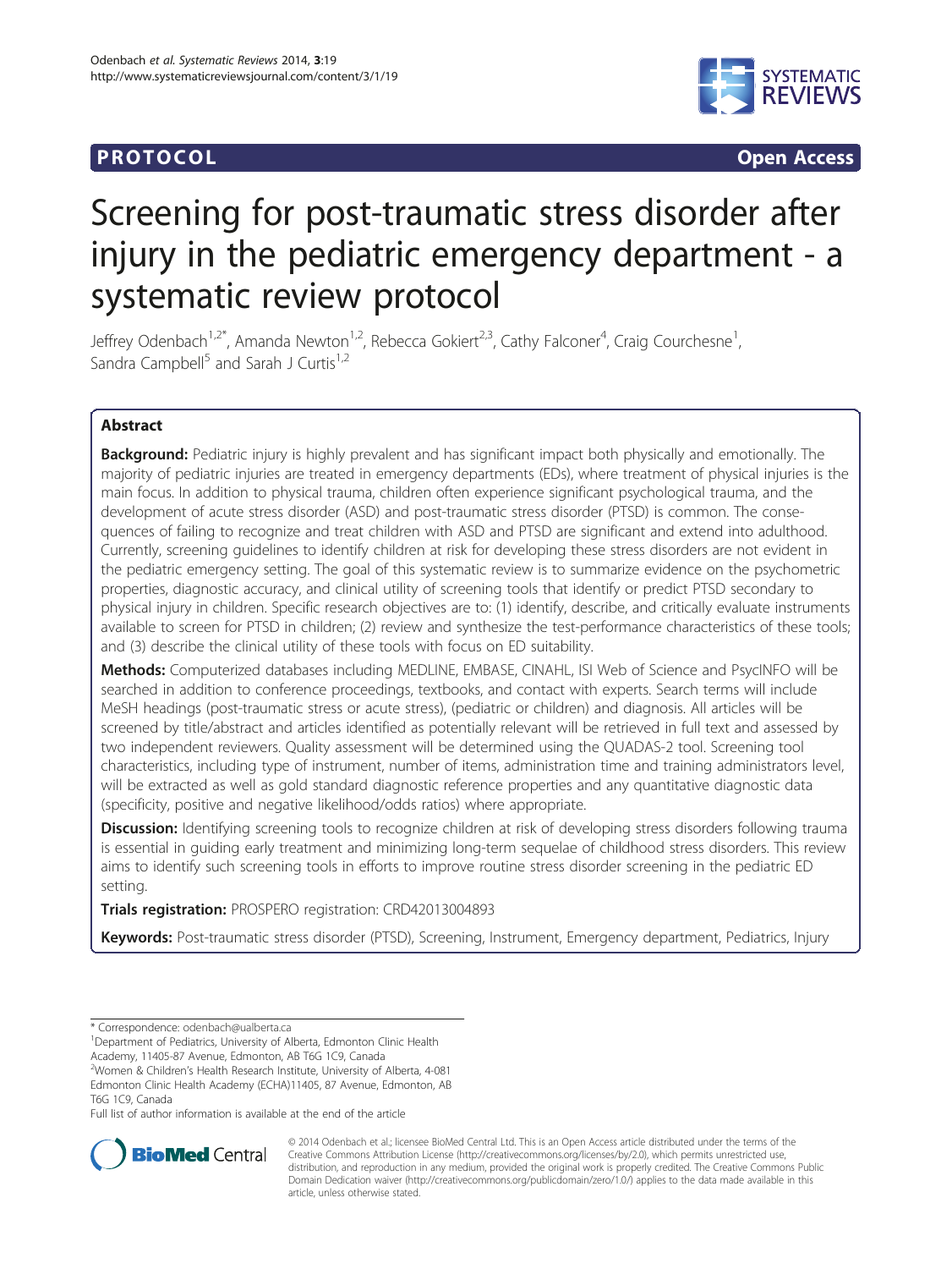**PROTOCOL** **Open Access**

# Screening for post-traumatic stress disorder after injury in the pediatric emergency department - a systematic review protocol

Jeffrey Odenbach[1,2*], Amanda Newton[1,2], Rebecca Gokiert[2,3], Cathy Falconer[4], Craig Courchesne[1], Sandra Campbell[5] and Sarah J Curtis[1,2]

## Abstract

**Background:** Pediatric injury is highly prevalent and has significant impact both physically and emotionally. The majority of pediatric injuries are treated in emergency departments (EDs), where treatment of physical injuries is the main focus. In addition to physical trauma, children often experience significant psychological trauma, and the development of acute stress disorder (ASD) and post-traumatic stress disorder (PTSD) is common. The consequences of failing to recognize and treat children with ASD and PTSD are significant and extend into adulthood. Currently, screening guidelines to identify children at risk for developing these stress disorders are not evident in the pediatric emergency setting. The goal of this systematic review is to summarize evidence on the psychometric properties, diagnostic accuracy, and clinical utility of screening tools that identify or predict PTSD secondary to physical injury in children. Specific research objectives are to: (1) identify, describe, and critically evaluate instruments available to screen for PTSD in children; (2) review and synthesize the test-performance characteristics of these tools; and (3) describe the clinical utility of these tools with focus on ED suitability.

**Methods:** Computerized databases including MEDLINE, EMBASE, CINAHL, ISI Web of Science and PsycINFO will be searched in addition to conference proceedings, textbooks, and contact with experts. Search terms will include MeSH headings (post-traumatic stress or acute stress), (pediatric or children) and diagnosis. All articles will be screened by title/abstract and articles identified as potentially relevant will be retrieved in full text and assessed by two independent reviewers. Quality assessment will be determined using the QUADAS-2 tool. Screening tool characteristics, including type of instrument, number of items, administration time and training administrators level, will be extracted as well as gold standard diagnostic reference properties and any quantitative diagnostic data (specificity, positive and negative likelihood/odds ratios) where appropriate.

**Discussion:** Identifying screening tools to recognize children at risk of developing stress disorders following trauma is essential in guiding early treatment and minimizing long-term sequelae of childhood stress disorders. This review aims to identify such screening tools in efforts to improve routine stress disorder screening in the pediatric ED setting.

**Trials registration:** PROSPERO registration: CRD42013004893

**Keywords:** Post-traumatic stress disorder (PTSD), Screening, Instrument, Emergency department, Pediatrics, Injury

\* Correspondence: odenbach@ualberta.ca
[1]Department of Pediatrics, University of Alberta, Edmonton Clinic Health Academy, 11405-87 Avenue, Edmonton, AB T6G 1C9, Canada
[2]Women & Children's Health Research Institute, University of Alberta, 4-081 Edmonton Clinic Health Academy (ECHA)11405, 87 Avenue, Edmonton, AB T6G 1C9, Canada
Full list of author information is available at the end of the article

© 2014 Odenbach et al.; licensee BioMed Central Ltd. This is an Open Access article distributed under the terms of the Creative Commons Attribution License (http://creativecommons.org/licenses/by/2.0), which permits unrestricted use, distribution, and reproduction in any medium, provided the original work is properly credited. The Creative Commons Public Domain Dedication waiver (http://creativecommons.org/publicdomain/zero/1.0/) applies to the data made available in this article, unless otherwise stated.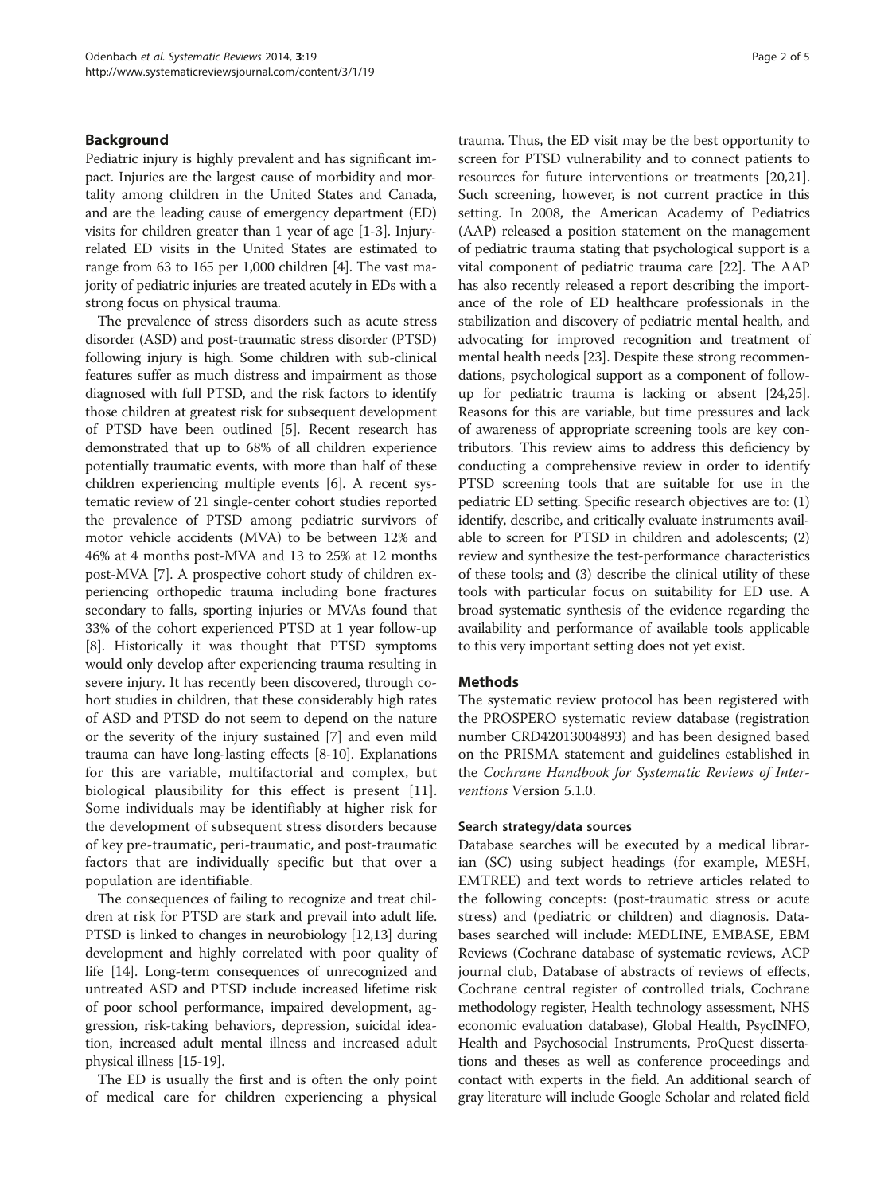## Background

Pediatric injury is highly prevalent and has significant impact. Injuries are the largest cause of morbidity and mortality among children in the United States and Canada, and are the leading cause of emergency department (ED) visits for children greater than 1 year of age [1-3]. Injury-related ED visits in the United States are estimated to range from 63 to 165 per 1,000 children [4]. The vast majority of pediatric injuries are treated acutely in EDs with a strong focus on physical trauma.

The prevalence of stress disorders such as acute stress disorder (ASD) and post-traumatic stress disorder (PTSD) following injury is high. Some children with sub-clinical features suffer as much distress and impairment as those diagnosed with full PTSD, and the risk factors to identify those children at greatest risk for subsequent development of PTSD have been outlined [5]. Recent research has demonstrated that up to 68% of all children experience potentially traumatic events, with more than half of these children experiencing multiple events [6]. A recent systematic review of 21 single-center cohort studies reported the prevalence of PTSD among pediatric survivors of motor vehicle accidents (MVA) to be between 12% and 46% at 4 months post-MVA and 13 to 25% at 12 months post-MVA [7]. A prospective cohort study of children experiencing orthopedic trauma including bone fractures secondary to falls, sporting injuries or MVAs found that 33% of the cohort experienced PTSD at 1 year follow-up [8]. Historically it was thought that PTSD symptoms would only develop after experiencing trauma resulting in severe injury. It has recently been discovered, through cohort studies in children, that these considerably high rates of ASD and PTSD do not seem to depend on the nature or the severity of the injury sustained [7] and even mild trauma can have long-lasting effects [8-10]. Explanations for this are variable, multifactorial and complex, but biological plausibility for this effect is present [11]. Some individuals may be identifiably at higher risk for the development of subsequent stress disorders because of key pre-traumatic, peri-traumatic, and post-traumatic factors that are individually specific but that over a population are identifiable.

The consequences of failing to recognize and treat children at risk for PTSD are stark and prevail into adult life. PTSD is linked to changes in neurobiology [12,13] during development and highly correlated with poor quality of life [14]. Long-term consequences of unrecognized and untreated ASD and PTSD include increased lifetime risk of poor school performance, impaired development, aggression, risk-taking behaviors, depression, suicidal ideation, increased adult mental illness and increased adult physical illness [15-19].

The ED is usually the first and is often the only point of medical care for children experiencing a physical trauma. Thus, the ED visit may be the best opportunity to screen for PTSD vulnerability and to connect patients to resources for future interventions or treatments [20,21]. Such screening, however, is not current practice in this setting. In 2008, the American Academy of Pediatrics (AAP) released a position statement on the management of pediatric trauma stating that psychological support is a vital component of pediatric trauma care [22]. The AAP has also recently released a report describing the importance of the role of ED healthcare professionals in the stabilization and discovery of pediatric mental health, and advocating for improved recognition and treatment of mental health needs [23]. Despite these strong recommendations, psychological support as a component of follow-up for pediatric trauma is lacking or absent [24,25]. Reasons for this are variable, but time pressures and lack of awareness of appropriate screening tools are key contributors. This review aims to address this deficiency by conducting a comprehensive review in order to identify PTSD screening tools that are suitable for use in the pediatric ED setting. Specific research objectives are to: (1) identify, describe, and critically evaluate instruments available to screen for PTSD in children and adolescents; (2) review and synthesize the test-performance characteristics of these tools; and (3) describe the clinical utility of these tools with particular focus on suitability for ED use. A broad systematic synthesis of the evidence regarding the availability and performance of available tools applicable to this very important setting does not yet exist.

## Methods

The systematic review protocol has been registered with the PROSPERO systematic review database (registration number CRD42013004893) and has been designed based on the PRISMA statement and guidelines established in the *Cochrane Handbook for Systematic Reviews of Interventions* Version 5.1.0.

### Search strategy/data sources

Database searches will be executed by a medical librarian (SC) using subject headings (for example, MESH, EMTREE) and text words to retrieve articles related to the following concepts: (post-traumatic stress or acute stress) and (pediatric or children) and diagnosis. Databases searched will include: MEDLINE, EMBASE, EBM Reviews (Cochrane database of systematic reviews, ACP journal club, Database of abstracts of reviews of effects, Cochrane central register of controlled trials, Cochrane methodology register, Health technology assessment, NHS economic evaluation database), Global Health, PsycINFO, Health and Psychosocial Instruments, ProQuest dissertations and theses as well as conference proceedings and contact with experts in the field. An additional search of gray literature will include Google Scholar and related field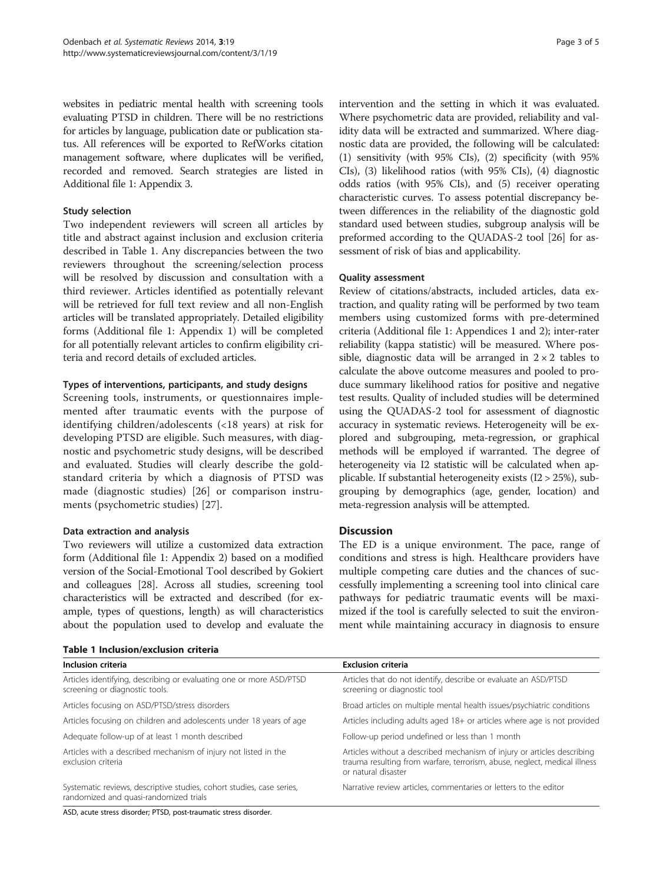websites in pediatric mental health with screening tools evaluating PTSD in children. There will be no restrictions for articles by language, publication date or publication status. All references will be exported to RefWorks citation management software, where duplicates will be verified, recorded and removed. Search strategies are listed in Additional file 1: Appendix 3.

### Study selection

Two independent reviewers will screen all articles by title and abstract against inclusion and exclusion criteria described in Table 1. Any discrepancies between the two reviewers throughout the screening/selection process will be resolved by discussion and consultation with a third reviewer. Articles identified as potentially relevant will be retrieved for full text review and all non-English articles will be translated appropriately. Detailed eligibility forms (Additional file 1: Appendix 1) will be completed for all potentially relevant articles to confirm eligibility criteria and record details of excluded articles.

### Types of interventions, participants, and study designs

Screening tools, instruments, or questionnaires implemented after traumatic events with the purpose of identifying children/adolescents (<18 years) at risk for developing PTSD are eligible. Such measures, with diagnostic and psychometric study designs, will be described and evaluated. Studies will clearly describe the gold-standard criteria by which a diagnosis of PTSD was made (diagnostic studies) [26] or comparison instruments (psychometric studies) [27].

### Data extraction and analysis

Two reviewers will utilize a customized data extraction form (Additional file 1: Appendix 2) based on a modified version of the Social-Emotional Tool described by Gokiert and colleagues [28]. Across all studies, screening tool characteristics will be extracted and described (for example, types of questions, length) as will characteristics about the population used to develop and evaluate the intervention and the setting in which it was evaluated. Where psychometric data are provided, reliability and validity data will be extracted and summarized. Where diagnostic data are provided, the following will be calculated: (1) sensitivity (with 95% CIs), (2) specificity (with 95% CIs), (3) likelihood ratios (with 95% CIs), (4) diagnostic odds ratios (with 95% CIs), and (5) receiver operating characteristic curves. To assess potential discrepancy between differences in the reliability of the diagnostic gold standard used between studies, subgroup analysis will be preformed according to the QUADAS-2 tool [26] for assessment of risk of bias and applicability.

### Quality assessment

Review of citations/abstracts, included articles, data extraction, and quality rating will be performed by two team members using customized forms with pre-determined criteria (Additional file 1: Appendices 1 and 2); inter-rater reliability (kappa statistic) will be measured. Where possible, diagnostic data will be arranged in $2 \times 2$ tables to calculate the above outcome measures and pooled to produce summary likelihood ratios for positive and negative test results. Quality of included studies will be determined using the QUADAS-2 tool for assessment of diagnostic accuracy in systematic reviews. Heterogeneity will be explored and subgrouping, meta-regression, or graphical methods will be employed if warranted. The degree of heterogeneity via I2 statistic will be calculated when applicable. If substantial heterogeneity exists (I2 > 25%), subgrouping by demographics (age, gender, location) and meta-regression analysis will be attempted.

## Discussion

The ED is a unique environment. The pace, range of conditions and stress is high. Healthcare providers have multiple competing care duties and the chances of successfully implementing a screening tool into clinical care pathways for pediatric traumatic events will be maximized if the tool is carefully selected to suit the environment while maintaining accuracy in diagnosis to ensure

**Table 1 Inclusion/exclusion criteria**

| Inclusion criteria | Exclusion criteria |
| --- | --- |
| Articles identifying, describing or evaluating one or more ASD/PTSD screening or diagnostic tools. | Articles that do not identify, describe or evaluate an ASD/PTSD screening or diagnostic tool |
| Articles focusing on ASD/PTSD/stress disorders | Broad articles on multiple mental health issues/psychiatric conditions |
| Articles focusing on children and adolescents under 18 years of age | Articles including adults aged 18+ or articles where age is not provided |
| Adequate follow-up of at least 1 month described | Follow-up period undefined or less than 1 month |
| Articles with a described mechanism of injury not listed in the exclusion criteria | Articles without a described mechanism of injury or articles describing trauma resulting from warfare, terrorism, abuse, neglect, medical illness or natural disaster |
| Systematic reviews, descriptive studies, cohort studies, case series, randomized and quasi-randomized trials | Narrative review articles, commentaries or letters to the editor |

ASD, acute stress disorder; PTSD, post-traumatic stress disorder.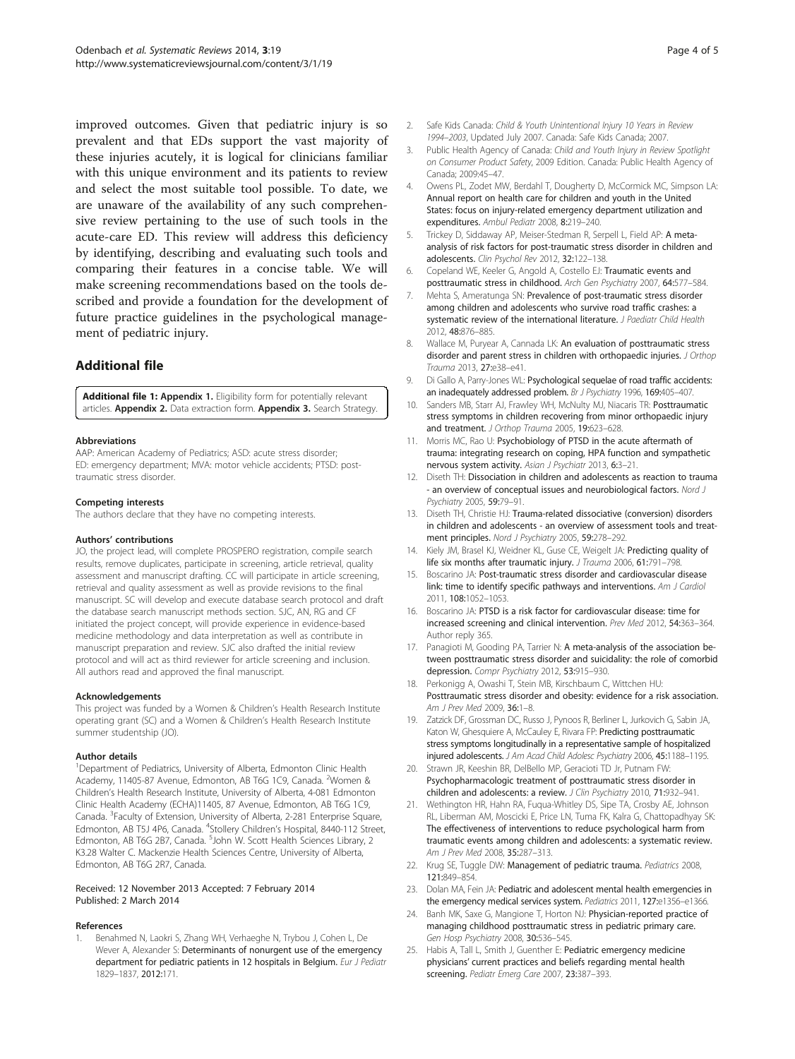improved outcomes. Given that pediatric injury is so prevalent and that EDs support the vast majority of these injuries acutely, it is logical for clinicians familiar with this unique environment and its patients to review and select the most suitable tool possible. To date, we are unaware of the availability of any such comprehensive review pertaining to the use of such tools in the acute-care ED. This review will address this deficiency by identifying, describing and evaluating such tools and comparing their features in a concise table. We will make screening recommendations based on the tools described and provide a foundation for the development of future practice guidelines in the psychological management of pediatric injury.

## Additional file

**Additional file 1: Appendix 1.** Eligibility form for potentially relevant articles. **Appendix 2.** Data extraction form. **Appendix 3.** Search Strategy.

#### Abbreviations

AAP: American Academy of Pediatrics; ASD: acute stress disorder; ED: emergency department; MVA: motor vehicle accidents; PTSD: post-traumatic stress disorder.

#### Competing interests

The authors declare that they have no competing interests.

#### Authors' contributions

JO, the project lead, will complete PROSPERO registration, compile search results, remove duplicates, participate in screening, article retrieval, quality assessment and manuscript drafting. CC will participate in article screening, retrieval and quality assessment as well as provide revisions to the final manuscript. SC will develop and execute database search protocol and draft the database search manuscript methods section. SJC, AN, RG and CF initiated the project concept, will provide experience in evidence-based medicine methodology and data interpretation as well as contribute in manuscript preparation and review. SJC also drafted the initial review protocol and will act as third reviewer for article screening and inclusion. All authors read and approved the final manuscript.

#### Acknowledgements

This project was funded by a Women & Children's Health Research Institute operating grant (SC) and a Women & Children's Health Research Institute summer studentship (JO).

#### Author details

[1]Department of Pediatrics, University of Alberta, Edmonton Clinic Health Academy, 11405-87 Avenue, Edmonton, AB T6G 1C9, Canada. [2]Women & Children's Health Research Institute, University of Alberta, 4-081 Edmonton Clinic Health Academy (ECHA)11405, 87 Avenue, Edmonton, AB T6G 1C9, Canada. [3]Faculty of Extension, University of Alberta, 2-281 Enterprise Square, Edmonton, AB T5J 4P6, Canada. [4]Stollery Children's Hospital, 8440-112 Street, Edmonton, AB T6G 2B7, Canada. [5]John W. Scott Health Sciences Library, 2 K3.28 Walter C. Mackenzie Health Sciences Centre, University of Alberta, Edmonton, AB T6G 2R7, Canada.

Received: 12 November 2013 Accepted: 7 February 2014
Published: 2 March 2014

#### References

1. Benahmed N, Laokri S, Zhang WH, Verhaeghe N, Trybou J, Cohen L, De Wever A, Alexander S: **Determinants of nonurgent use of the emergency department for pediatric patients in 12 hospitals in Belgium.** *Eur J Pediatr* 1829–1837, 2012:171.
2. Safe Kids Canada: *Child & Youth Unintentional Injury 10 Years in Review 1994–2003*, Updated July 2007. Canada: Safe Kids Canada; 2007.
3. Public Health Agency of Canada: *Child and Youth Injury in Review Spotlight on Consumer Product Safety*, 2009 Edition. Canada: Public Health Agency of Canada; 2009:45–47.
4. Owens PL, Zodet MW, Berdahl T, Dougherty D, McCormick MC, Simpson LA: **Annual report on health care for children and youth in the United States: focus on injury-related emergency department utilization and expenditures.** *Ambul Pediatr* 2008, **8:**219–240.
5. Trickey D, Siddaway AP, Meiser-Stedman R, Serpell L, Field AP: **A meta-analysis of risk factors for post-traumatic stress disorder in children and adolescents.** *Clin Psychol Rev* 2012, **32:**122–138.
6. Copeland WE, Keeler G, Angold A, Costello EJ: **Traumatic events and posttraumatic stress in childhood.** *Arch Gen Psychiatry* 2007, **64:**577–584.
7. Mehta S, Ameratunga SN: **Prevalence of post-traumatic stress disorder among children and adolescents who survive road traffic crashes: a systematic review of the international literature.** *J Paediatr Child Health* 2012, **48:**876–885.
8. Wallace M, Puryear A, Cannada LK: **An evaluation of posttraumatic stress disorder and parent stress in children with orthopaedic injuries.** *J Orthop Trauma* 2013, **27:**e38–e41.
9. Di Gallo A, Parry-Jones WL: **Psychological sequelae of road traffic accidents: an inadequately addressed problem.** *Br J Psychiatry* 1996, **169:**405–407.
10. Sanders MB, Starr AJ, Frawley WH, McNulty MJ, Niacaris TR: **Posttraumatic stress symptoms in children recovering from minor orthopaedic injury and treatment.** *J Orthop Trauma* 2005, **19:**623–628.
11. Morris MC, Rao U: **Psychobiology of PTSD in the acute aftermath of trauma: integrating research on coping, HPA function and sympathetic nervous system activity.** *Asian J Psychiatr* 2013, **6:**3–21.
12. Diseth TH: **Dissociation in children and adolescents as reaction to trauma - an overview of conceptual issues and neurobiological factors.** *Nord J Psychiatry* 2005, **59:**79–91.
13. Diseth TH, Christie HJ: **Trauma-related dissociative (conversion) disorders in children and adolescents - an overview of assessment tools and treatment principles.** *Nord J Psychiatry* 2005, **59:**278–292.
14. Kiely JM, Brasel KJ, Weidner KL, Guse CE, Weigelt JA: **Predicting quality of life six months after traumatic injury.** *J Trauma* 2006, **61:**791–798.
15. Boscarino JA: **Post-traumatic stress disorder and cardiovascular disease link: time to identify specific pathways and interventions.** *Am J Cardiol* 2011, **108:**1052–1053.
16. Boscarino JA: **PTSD is a risk factor for cardiovascular disease: time for increased screening and clinical intervention.** *Prev Med* 2012, **54:**363–364. Author reply 365.
17. Panagioti M, Gooding PA, Tarrier N: **A meta-analysis of the association between posttraumatic stress disorder and suicidality: the role of comorbid depression.** *Compr Psychiatry* 2012, **53:**915–930.
18. Perkonigg A, Owashi T, Stein MB, Kirschbaum C, Wittchen HU: **Posttraumatic stress disorder and obesity: evidence for a risk association.** *Am J Prev Med* 2009, **36:**1–8.
19. Zatzick DF, Grossman DC, Russo J, Pynoos R, Berliner L, Jurkovich G, Sabin JA, Katon W, Ghesquiere A, McCauley E, Rivara FP: **Predicting posttraumatic stress symptoms longitudinally in a representative sample of hospitalized injured adolescents.** *J Am Acad Child Adolesc Psychiatry* 2006, **45:**1188–1195.
20. Strawn JR, Keeshin BR, DelBello MP, Geracioti TD Jr, Putnam FW: **Psychopharmacologic treatment of posttraumatic stress disorder in children and adolescents: a review.** *J Clin Psychiatry* 2010, **71:**932–941.
21. Wethington HR, Hahn RA, Fuqua-Whitley DS, Sipe TA, Crosby AE, Johnson RL, Liberman AM, Moscicki E, Price LN, Tuma FK, Kalra G, Chattopadhyay SK: **The effectiveness of interventions to reduce psychological harm from traumatic events among children and adolescents: a systematic review.** *Am J Prev Med* 2008, **35:**287–313.
22. Krug SE, Tuggle DW: **Management of pediatric trauma.** *Pediatrics* 2008, **121:**849–854.
23. Dolan MA, Fein JA: **Pediatric and adolescent mental health emergencies in the emergency medical services system.** *Pediatrics* 2011, **127:**e1356–e1366.
24. Banh MK, Saxe G, Mangione T, Horton NJ: **Physician-reported practice of managing childhood posttraumatic stress in pediatric primary care.** *Gen Hosp Psychiatry* 2008, **30:**536–545.
25. Habis A, Tall L, Smith J, Guenther E: **Pediatric emergency medicine physicians' current practices and beliefs regarding mental health screening.** *Pediatr Emerg Care* 2007, **23:**387–393.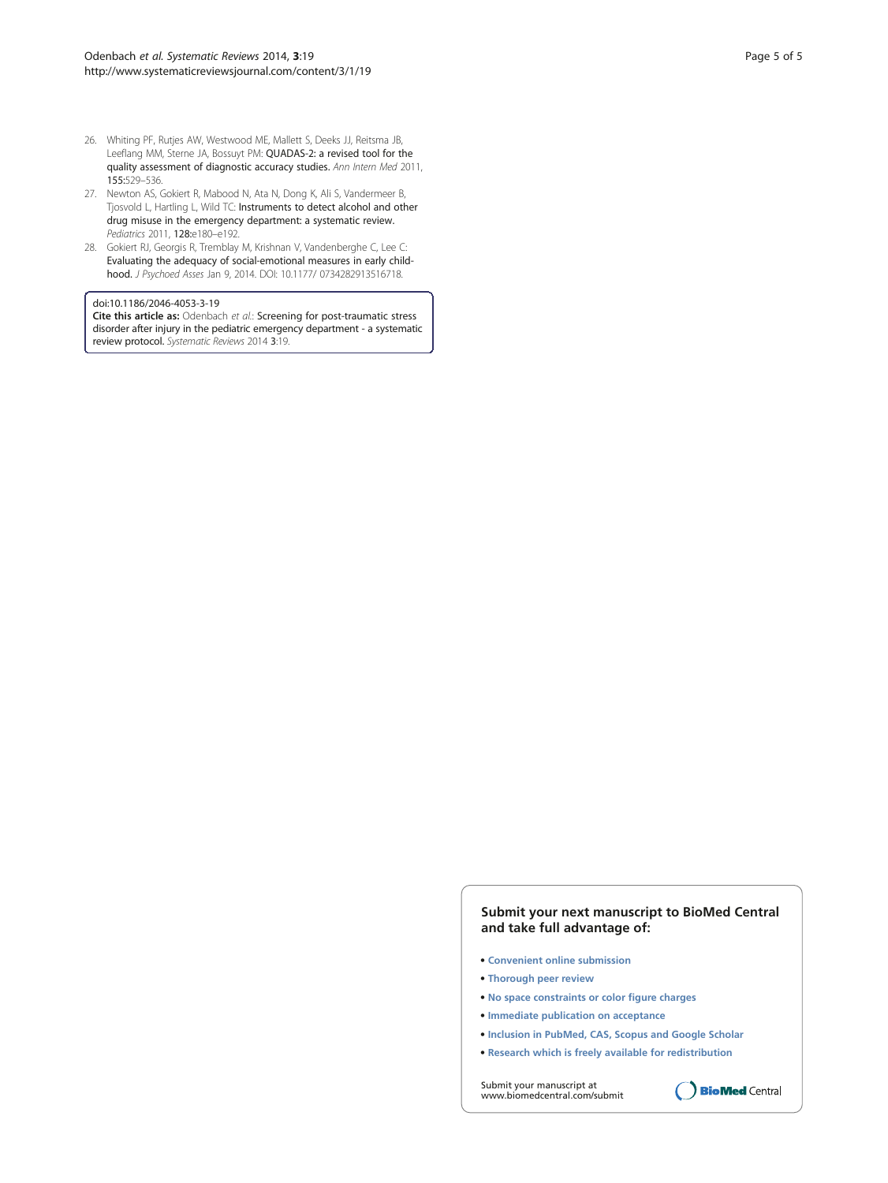26. Whiting PF, Rutjes AW, Westwood ME, Mallett S, Deeks JJ, Reitsma JB, Leeflang MM, Sterne JA, Bossuyt PM: QUADAS-2: a revised tool for the quality assessment of diagnostic accuracy studies. *Ann Intern Med* 2011, **155:**529–536.
27. Newton AS, Gokiert R, Mabood N, Ata N, Dong K, Ali S, Vandermeer B, Tjosvold L, Hartling L, Wild TC: Instruments to detect alcohol and other drug misuse in the emergency department: a systematic review. *Pediatrics* 2011, **128:**e180–e192.
28. Gokiert RJ, Georgis R, Tremblay M, Krishnan V, Vandenberghe C, Lee C: Evaluating the adequacy of social-emotional measures in early childhood. *J Psychoed Asses* Jan 9, 2014. DOI: 10.1177/ 0734282913516718.

doi:10.1186/2046-4053-3-19

**Cite this article as:** Odenbach *et al.*: Screening for post-traumatic stress disorder after injury in the pediatric emergency department - a systematic review protocol. *Systematic Reviews* 2014 **3**:19.

**Submit your next manuscript to BioMed Central and take full advantage of:**

- **Convenient online submission**
- **Thorough peer review**
- **No space constraints or color figure charges**
- **Immediate publication on acceptance**
- **Inclusion in PubMed, CAS, Scopus and Google Scholar**
- **Research which is freely available for redistribution**

Submit your manuscript at
www.biomedcentral.com/submit

BioMed Central